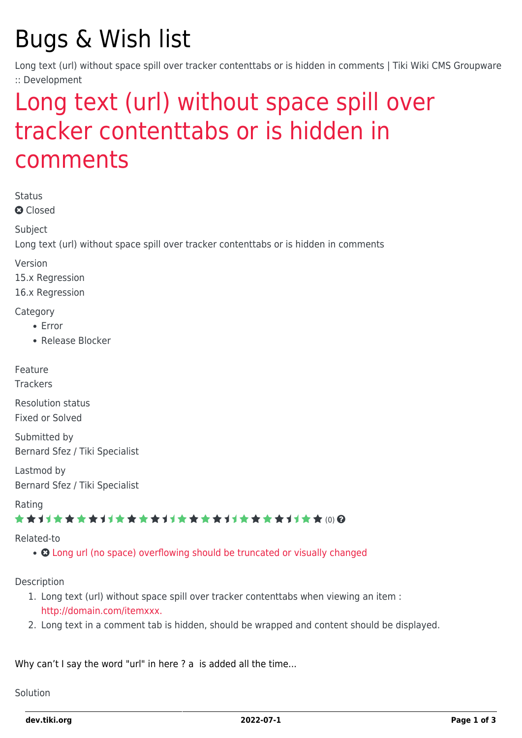# Bugs & Wish list

Long text (url) without space spill over tracker contenttabs or is hidden in comments | Tiki Wiki CMS Groupware :: Development

## Long text (url) without space spill over tracker contenttabs or is hidden in comments

Status

Closed

Subject

Long text (url) without space spill over tracker contenttabs or is hidden in comments

Version

15.x Regression

16.x Regression

Category

- Error
- Release Blocker

Feature

Trackers

Resolution status

Fixed or Solved

Submitted by

Bernard Sfez / Tiki Specialist

Lastmod by

Bernard Sfez / Tiki Specialist

Rating

(0)

Related-to

- Long url (no space) overflowing should be truncated or visually changed

Description

1. Long text (url) without space spill over tracker contenttabs when viewing an item : http://domain.com/itemxxx.
2. Long text in a comment tab is hidden, should be wrapped and content should be displayed.

Why can't I say the word "url" in here ? a  is added all the time...

Solution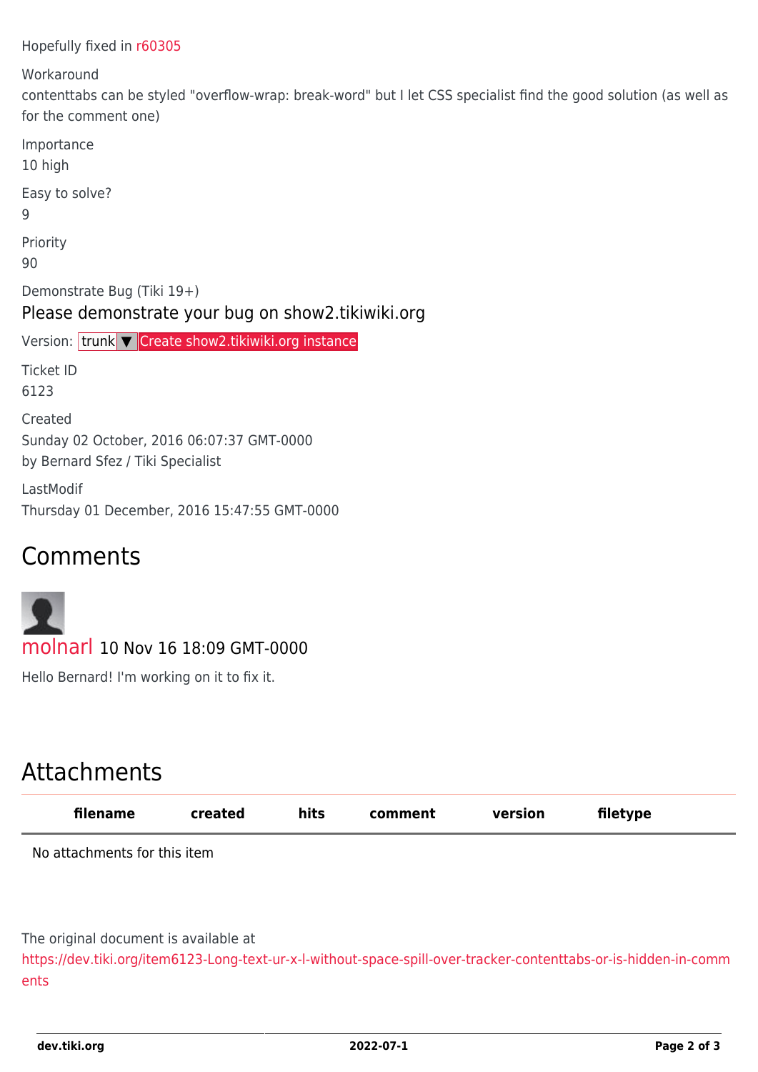Hopefully fixed in r60305

Workaround
contenttabs can be styled "overflow-wrap: break-word" but I let CSS specialist find the good solution (as well as for the comment one)

Importance
10 high

Easy to solve?
9

Priority
90

Demonstrate Bug (Tiki 19+)

Please demonstrate your bug on show2.tikiwiki.org

Version: trunk ▼ Create show2.tikiwiki.org instance

Ticket ID
6123

Created
Sunday 02 October, 2016 06:07:37 GMT-0000
by Bernard Sfez / Tiki Specialist

LastModif
Thursday 01 December, 2016 15:47:55 GMT-0000

## Comments

molnarl 10 Nov 16 18:09 GMT-0000

Hello Bernard! I'm working on it to fix it.

## Attachments

| filename | created | hits | comment | version | filetype |
| --- | --- | --- | --- | --- | --- |
| No attachments for this item | | | | | |

The original document is available at
https://dev.tiki.org/item6123-Long-text-ur-x-l-without-space-spill-over-tracker-contenttabs-or-is-hidden-in-comments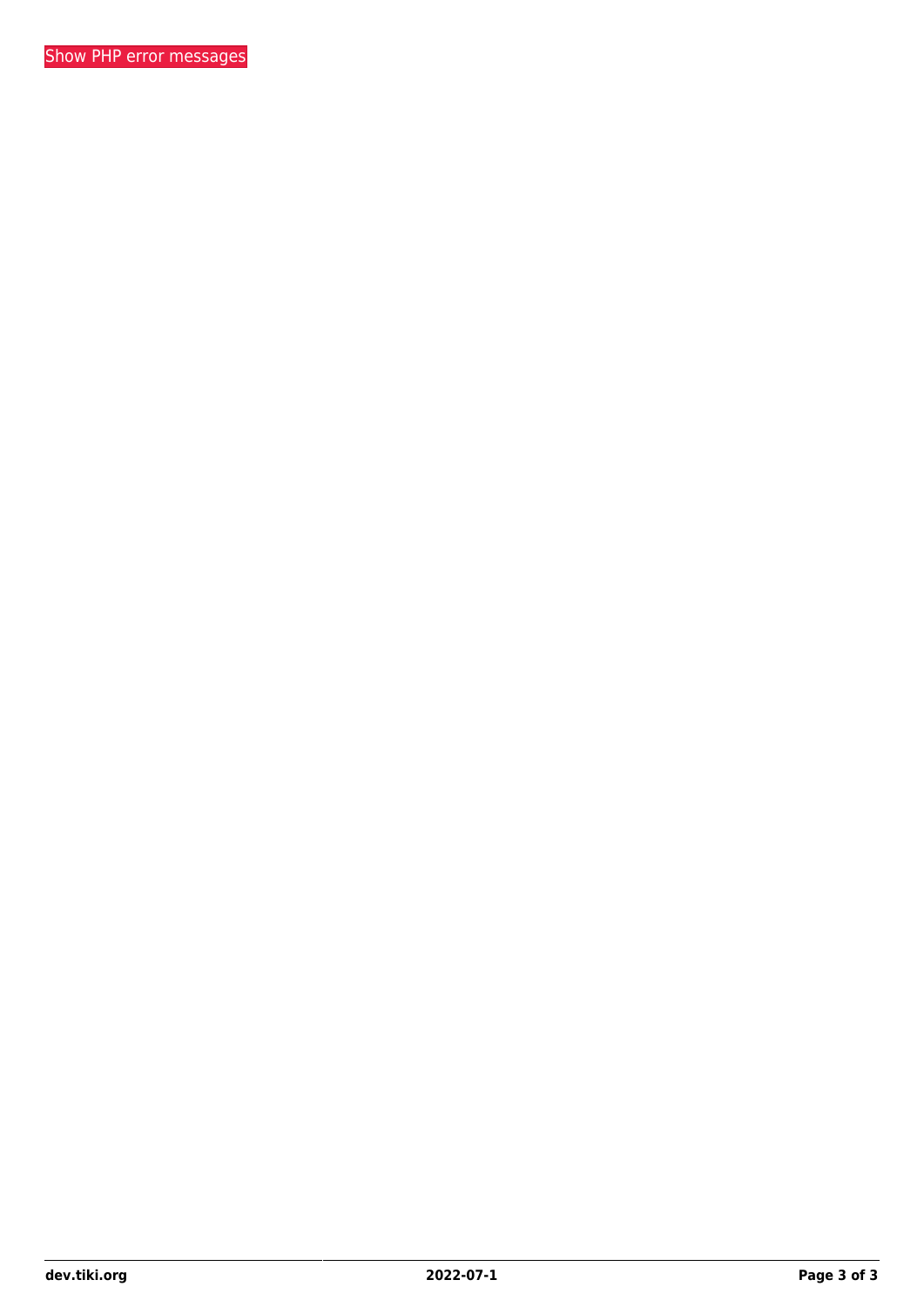Show PHP error messages